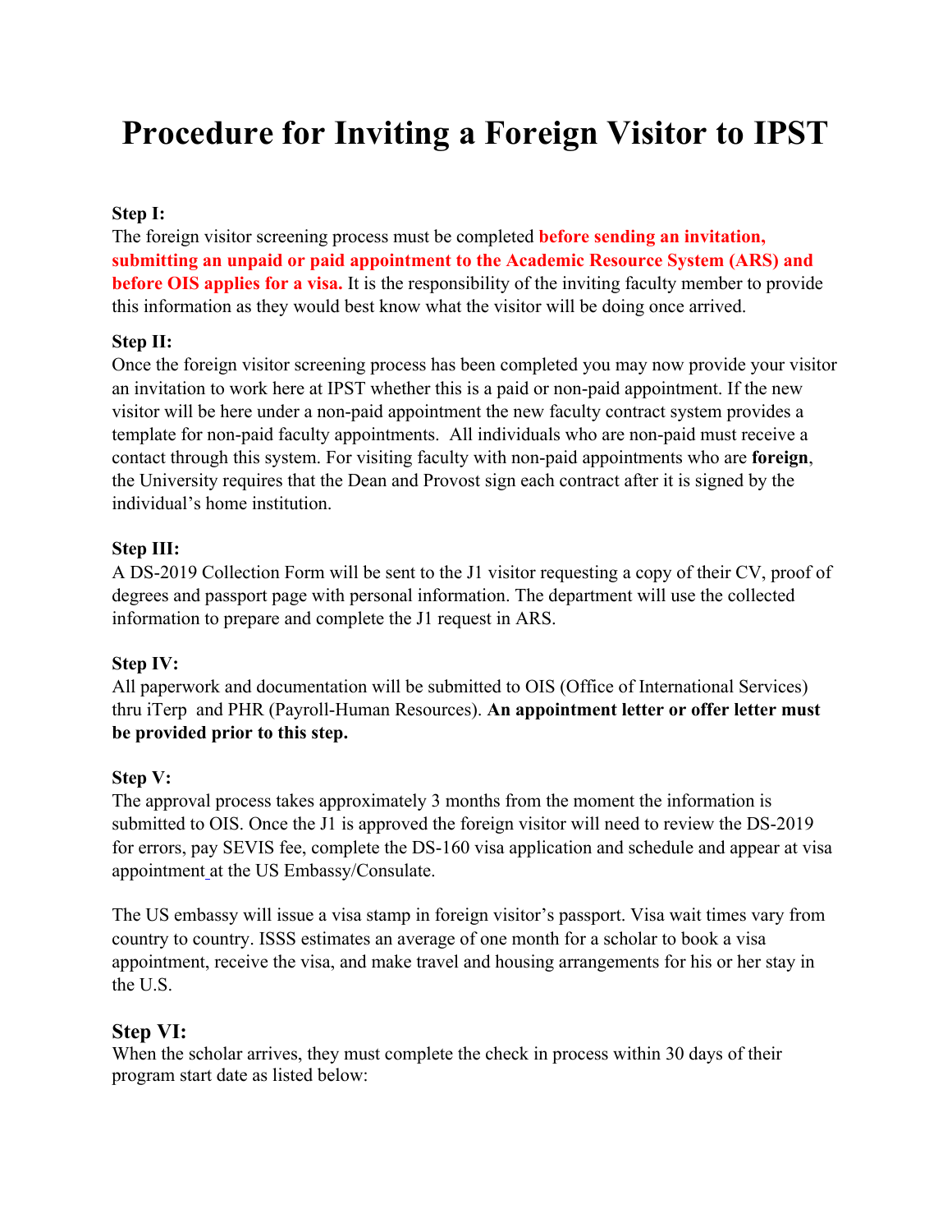# Procedure for Inviting a Foreign Visitor to IPST

**Step I:**

The foreign visitor screening process must be completed **before sending an invitation, submitting an unpaid or paid appointment to the Academic Resource System (ARS) and before OIS applies for a visa.** It is the responsibility of the inviting faculty member to provide this information as they would best know what the visitor will be doing once arrived.

**Step II:**

Once the foreign visitor screening process has been completed you may now provide your visitor an invitation to work here at IPST whether this is a paid or non-paid appointment. If the new visitor will be here under a non-paid appointment the new faculty contract system provides a template for non-paid faculty appointments. All individuals who are non-paid must receive a contact through this system. For visiting faculty with non-paid appointments who are **foreign**, the University requires that the Dean and Provost sign each contract after it is signed by the individual's home institution.

**Step III:**

A DS-2019 Collection Form will be sent to the J1 visitor requesting a copy of their CV, proof of degrees and passport page with personal information. The department will use the collected information to prepare and complete the J1 request in ARS.

**Step IV:**

All paperwork and documentation will be submitted to OIS (Office of International Services) thru iTerp and PHR (Payroll-Human Resources). **An appointment letter or offer letter must be provided prior to this step.**

**Step V:**

The approval process takes approximately 3 months from the moment the information is submitted to OIS. Once the J1 is approved the foreign visitor will need to review the DS-2019 for errors, pay SEVIS fee, complete the DS-160 visa application and schedule and appear at visa appointment at the US Embassy/Consulate.

The US embassy will issue a visa stamp in foreign visitor's passport. Visa wait times vary from country to country. ISSS estimates an average of one month for a scholar to book a visa appointment, receive the visa, and make travel and housing arrangements for his or her stay in the U.S.

**Step VI:**

When the scholar arrives, they must complete the check in process within 30 days of their program start date as listed below: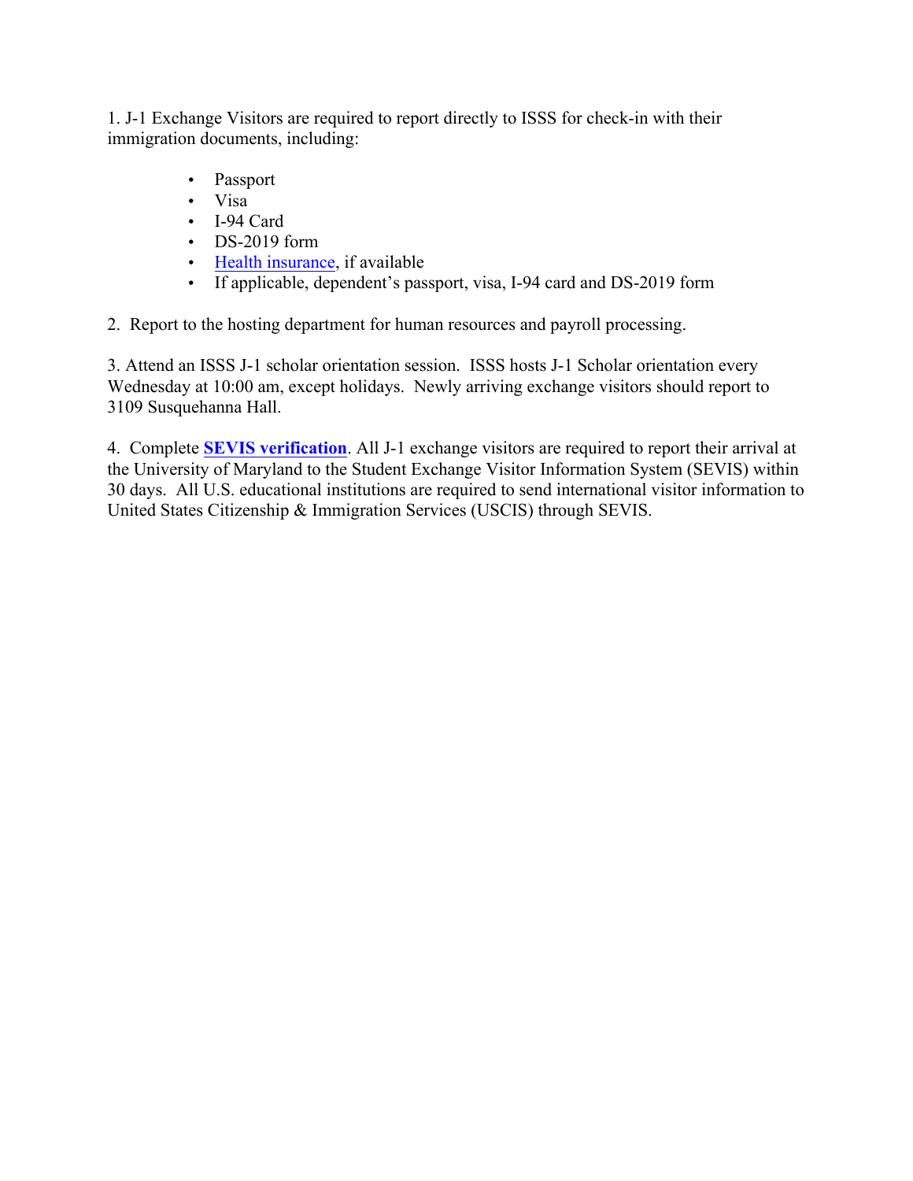1. J-1 Exchange Visitors are required to report directly to ISSS for check-in with their immigration documents, including:

- Passport
- Visa
- I-94 Card
- DS-2019 form
- Health insurance, if available
- If applicable, dependent's passport, visa, I-94 card and DS-2019 form

2. Report to the hosting department for human resources and payroll processing.

3. Attend an ISSS J-1 scholar orientation session. ISSS hosts J-1 Scholar orientation every Wednesday at 10:00 am, except holidays. Newly arriving exchange visitors should report to 3109 Susquehanna Hall.

4. Complete **SEVIS verification**. All J-1 exchange visitors are required to report their arrival at the University of Maryland to the Student Exchange Visitor Information System (SEVIS) within 30 days. All U.S. educational institutions are required to send international visitor information to United States Citizenship & Immigration Services (USCIS) through SEVIS.